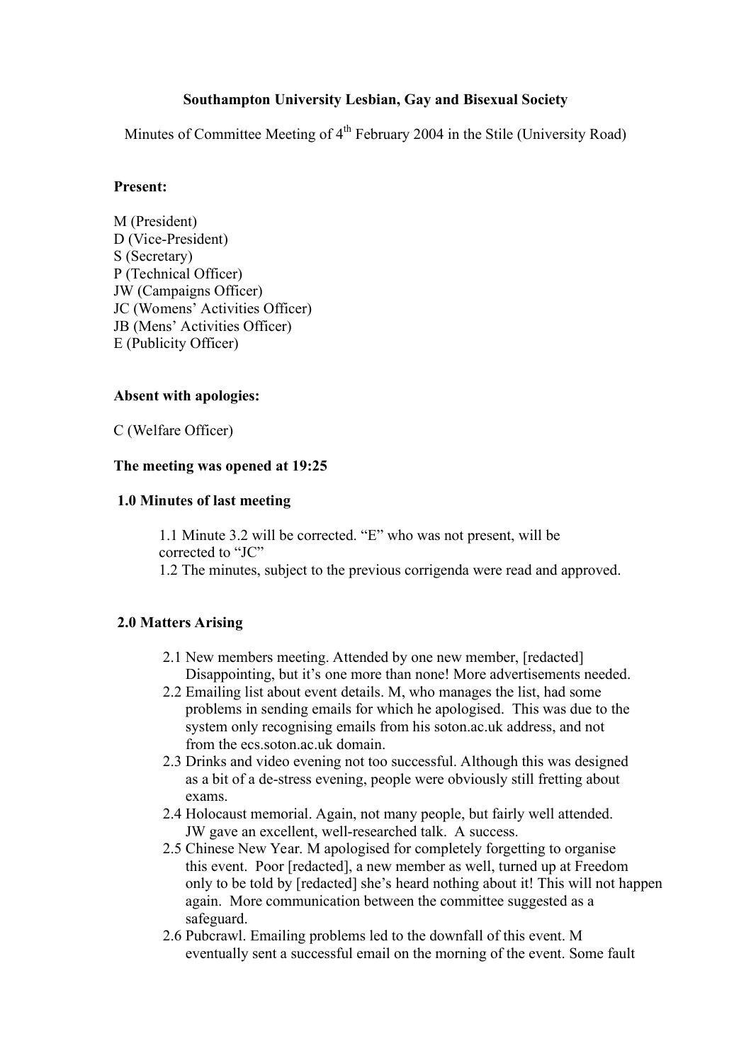**Southampton University Lesbian, Gay and Bisexual Society**

Minutes of Committee Meeting of 4th February 2004 in the Stile (University Road)

**Present:**

M (President)
D (Vice-President)
S (Secretary)
P (Technical Officer)
JW (Campaigns Officer)
JC (Womens' Activities Officer)
JB (Mens' Activities Officer)
E (Publicity Officer)

**Absent with apologies:**

C (Welfare Officer)

**The meeting was opened at 19:25**

**1.0 Minutes of last meeting**

1.1 Minute 3.2 will be corrected. "E" who was not present, will be corrected to "JC"
1.2 The minutes, subject to the previous corrigenda were read and approved.

**2.0 Matters Arising**

2.1 New members meeting. Attended by one new member, [redacted] Disappointing, but it's one more than none! More advertisements needed.
2.2 Emailing list about event details. M, who manages the list, had some problems in sending emails for which he apologised. This was due to the system only recognising emails from his soton.ac.uk address, and not from the ecs.soton.ac.uk domain.
2.3 Drinks and video evening not too successful. Although this was designed as a bit of a de-stress evening, people were obviously still fretting about exams.
2.4 Holocaust memorial. Again, not many people, but fairly well attended. JW gave an excellent, well-researched talk. A success.
2.5 Chinese New Year. M apologised for completely forgetting to organise this event. Poor [redacted], a new member as well, turned up at Freedom only to be told by [redacted] she's heard nothing about it! This will not happen again. More communication between the committee suggested as a safeguard.
2.6 Pubcrawl. Emailing problems led to the downfall of this event. M eventually sent a successful email on the morning of the event. Some fault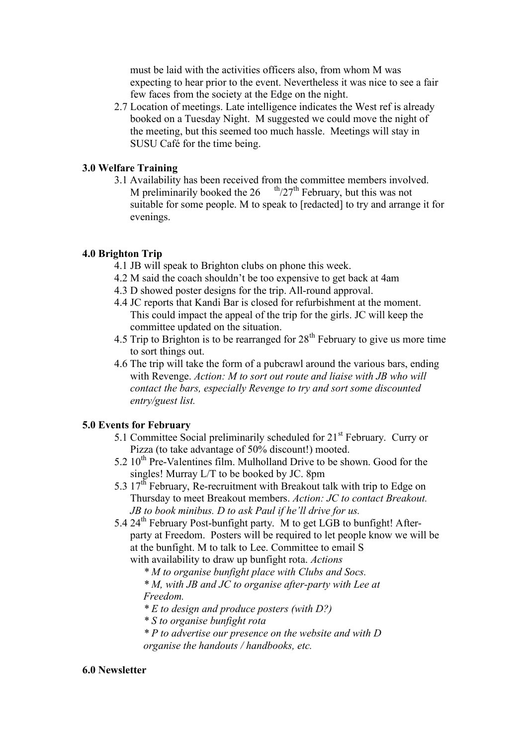must be laid with the activities officers also, from whom M was expecting to hear prior to the event. Nevertheless it was nice to see a fair few faces from the society at the Edge on the night.

2.7 Location of meetings. Late intelligence indicates the West ref is already booked on a Tuesday Night. M suggested we could move the night of the meeting, but this seemed too much hassle. Meetings will stay in SUSU Café for the time being.

### 3.0 Welfare Training

3.1 Availability has been received from the committee members involved. M preliminarily booked the 26th/27th February, but this was not suitable for some people. M to speak to [redacted] to try and arrange it for evenings.

### 4.0 Brighton Trip

4.1 JB will speak to Brighton clubs on phone this week.

4.2 M said the coach shouldn't be too expensive to get back at 4am

4.3 D showed poster designs for the trip. All-round approval.

4.4 JC reports that Kandi Bar is closed for refurbishment at the moment. This could impact the appeal of the trip for the girls. JC will keep the committee updated on the situation.

4.5 Trip to Brighton is to be rearranged for 28th February to give us more time to sort things out.

4.6 The trip will take the form of a pubcrawl around the various bars, ending with Revenge. *Action: M to sort out route and liaise with JB who will contact the bars, especially Revenge to try and sort some discounted entry/guest list.*

### 5.0 Events for February

5.1 Committee Social preliminarily scheduled for 21st February. Curry or Pizza (to take advantage of 50% discount!) mooted.

5.2 10th Pre-Valentines film. Mulholland Drive to be shown. Good for the singles! Murray L/T to be booked by JC. 8pm

5.3 17th February, Re-recruitment with Breakout talk with trip to Edge on Thursday to meet Breakout members. *Action: JC to contact Breakout. JB to book minibus. D to ask Paul if he'll drive for us.*

5.4 24th February Post-bunfight party. M to get LGB to bunfight! After-party at Freedom. Posters will be required to let people know we will be at the bunfight. M to talk to Lee. Committee to email S with availability to draw up bunfight rota. *Actions*

*\* M to organise bunfight place with Clubs and Socs.*

*\* M, with JB and JC to organise after-party with Lee at Freedom.*

*\* E to design and produce posters (with D?)*

*\* S to organise bunfight rota*

*\* P to advertise our presence on the website and with D organise the handouts / handbooks, etc.*

### 6.0 Newsletter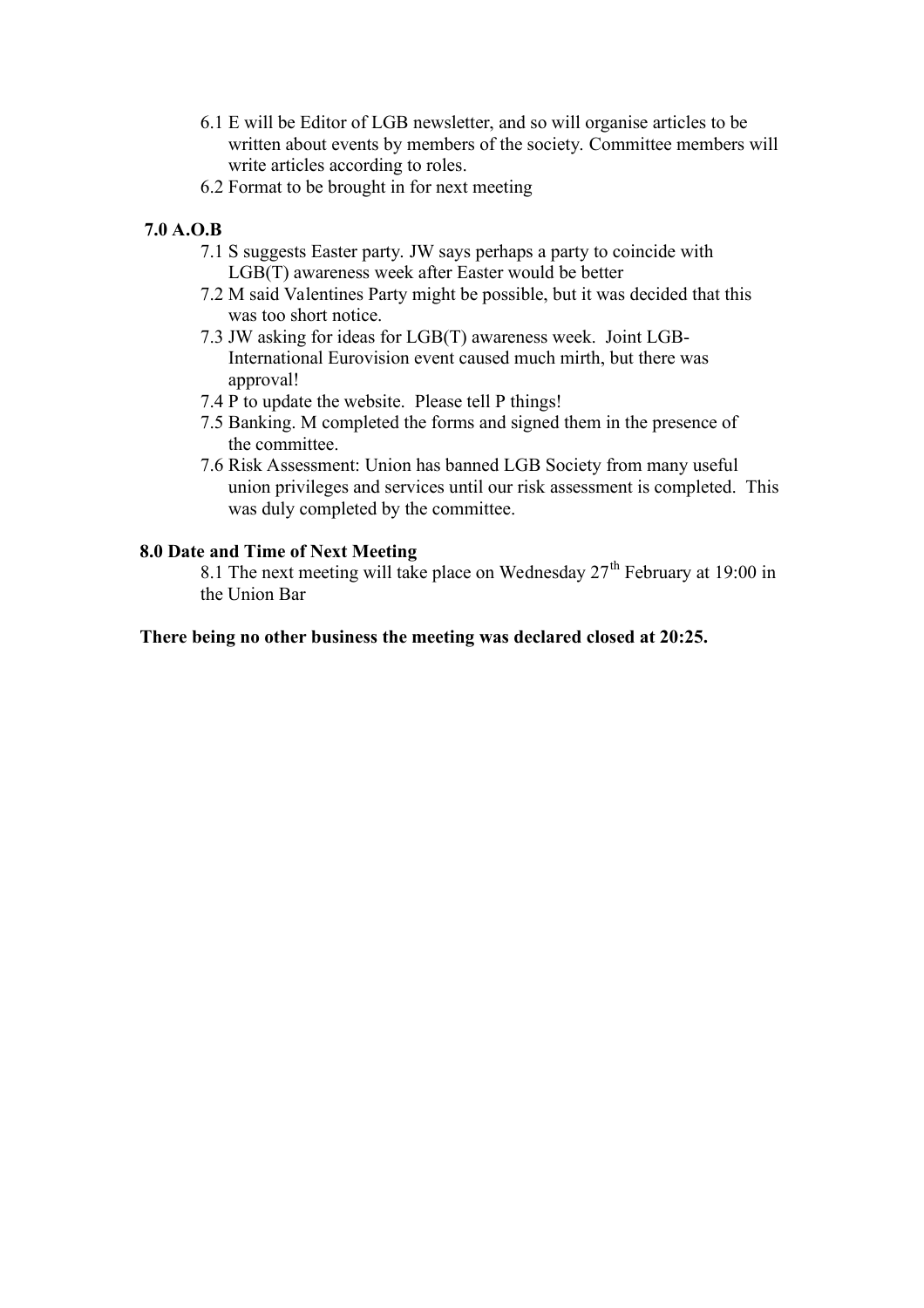6.1 E will be Editor of LGB newsletter, and so will organise articles to be written about events by members of the society. Committee members will write articles according to roles.

6.2 Format to be brought in for next meeting

**7.0 A.O.B**

7.1 S suggests Easter party. JW says perhaps a party to coincide with LGB(T) awareness week after Easter would be better

7.2 M said Valentines Party might be possible, but it was decided that this was too short notice.

7.3 JW asking for ideas for LGB(T) awareness week. Joint LGB-International Eurovision event caused much mirth, but there was approval!

7.4 P to update the website. Please tell P things!

7.5 Banking. M completed the forms and signed them in the presence of the committee.

7.6 Risk Assessment: Union has banned LGB Society from many useful union privileges and services until our risk assessment is completed. This was duly completed by the committee.

**8.0 Date and Time of Next Meeting**

8.1 The next meeting will take place on Wednesday 27th February at 19:00 in the Union Bar

**There being no other business the meeting was declared closed at 20:25.**